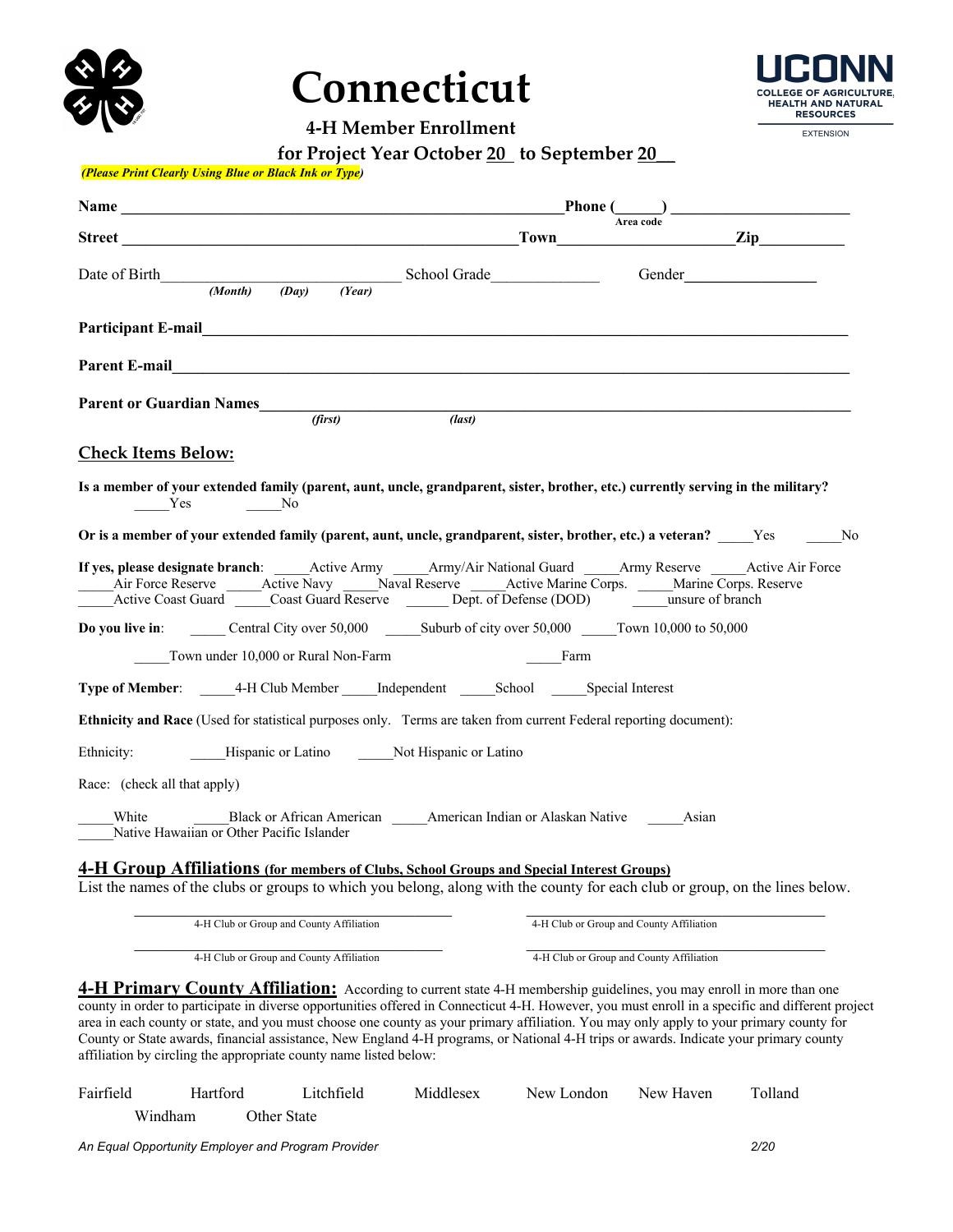# Connecticut

## 4-H Member Enrollment

## for Project Year October 20\_ to September 20\_\_

***(Please Print Clearly Using Blue or Black Ink or Type)***

**Name** ______________________________________________ **Phone (**_____**)** ____________________
Area code

**Street** ________________________________________ **Town** ____________________ **Zip** __________

Date of Birth ____________________ School Grade ____________ Gender ______________
*(Month)* *(Day)* *(Year)*

**Participant E-mail** ______________________________________________________________

**Parent E-mail** ___________________________________________________________________

**Parent or Guardian Names** _________________________________________________________
*(first)* *(last)*

## Check Items Below:

**Is a member of your extended family (parent, aunt, uncle, grandparent, sister, brother, etc.) currently serving in the military?**
_____Yes _____No

**Or is a member of your extended family (parent, aunt, uncle, grandparent, sister, brother, etc.) a veteran?** _____Yes _____No

**If yes, please designate branch**: _____Active Army _____Army/Air National Guard _____Army Reserve _____Active Air Force _____Air Force Reserve _____Active Navy _____Naval Reserve _____Active Marine Corps. _____Marine Corps. Reserve _____Active Coast Guard _____Coast Guard Reserve _____ Dept. of Defense (DOD) _____unsure of branch

**Do you live in**: _____ Central City over 50,000 _____Suburb of city over 50,000 _____Town 10,000 to 50,000

_____Town under 10,000 or Rural Non-Farm _____Farm

**Type of Member**: _____4-H Club Member _____Independent _____School _____Special Interest

**Ethnicity and Race** (Used for statistical purposes only. Terms are taken from current Federal reporting document):

Ethnicity: _____Hispanic or Latino _____Not Hispanic or Latino

Race: (check all that apply)

_____White _____Black or African American _____American Indian or Alaskan Native _____Asian
_____Native Hawaiian or Other Pacific Islander

## 4-H Group Affiliations (for members of Clubs, School Groups and Special Interest Groups)

List the names of the clubs or groups to which you belong, along with the county for each club or group, on the lines below.

______________________________ ______________________________
4-H Club or Group and County Affiliation 4-H Club or Group and County Affiliation

______________________________ ______________________________
4-H Club or Group and County Affiliation 4-H Club or Group and County Affiliation

**4-H Primary County Affiliation:** According to current state 4-H membership guidelines, you may enroll in more than one county in order to participate in diverse opportunities offered in Connecticut 4-H. However, you must enroll in a specific and different project area in each county or state, and you must choose one county as your primary affiliation. You may only apply to your primary county for County or State awards, financial assistance, New England 4-H programs, or National 4-H trips or awards. Indicate your primary county affiliation by circling the appropriate county name listed below:

Fairfield Hartford Litchfield Middlesex New London New Haven Tolland
Windham Other State

*An Equal Opportunity Employer and Program Provider* *2/20*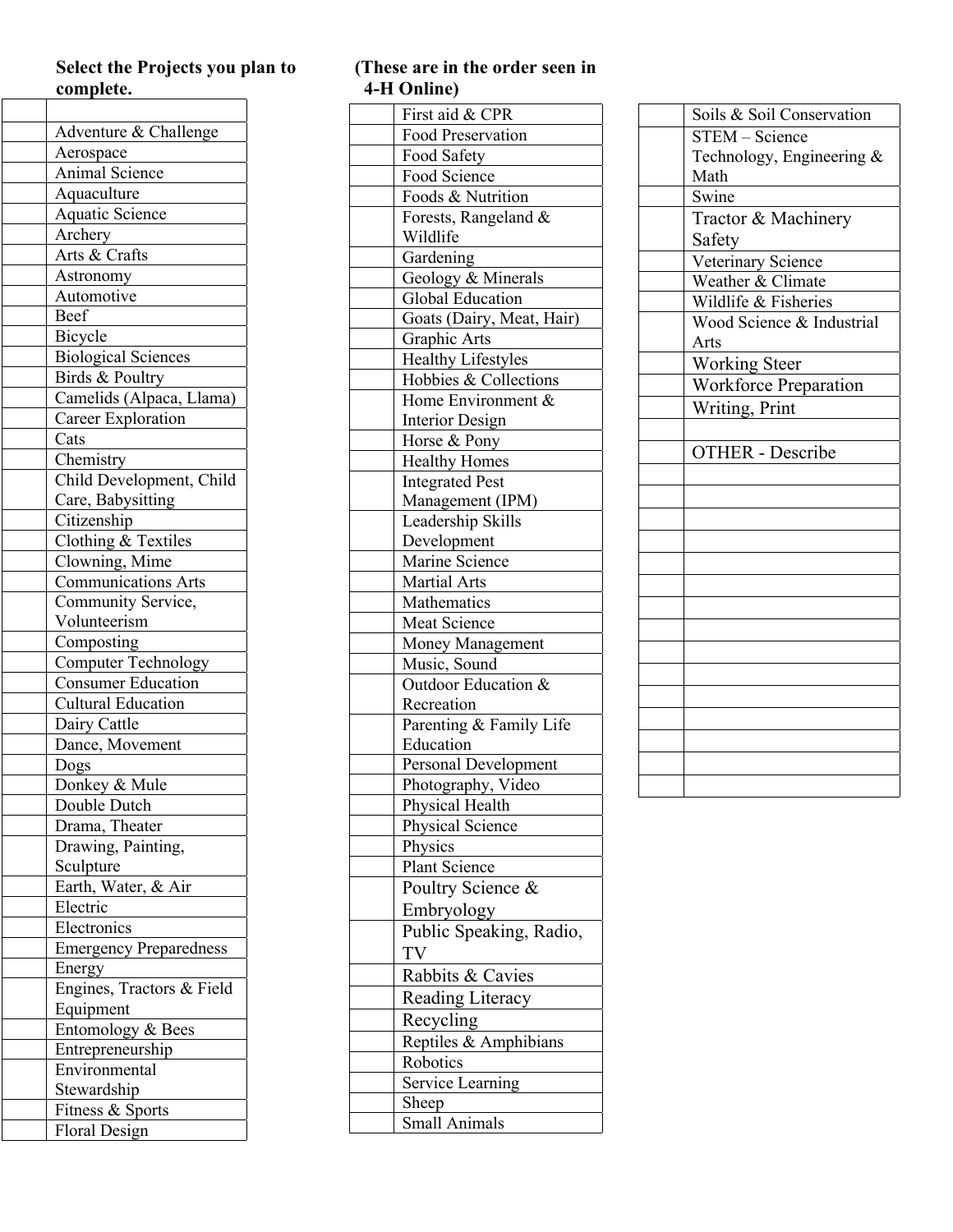**Select the Projects you plan to complete.** **(These are in the order seen in 4-H Online)**

| | |
|---|---|
| | |
| | Adventure & Challenge |
| | Aerospace |
| | Animal Science |
| | Aquaculture |
| | Aquatic Science |
| | Archery |
| | Arts & Crafts |
| | Astronomy |
| | Automotive |
| | Beef |
| | Bicycle |
| | Biological Sciences |
| | Birds & Poultry |
| | Camelids (Alpaca, Llama) |
| | Career Exploration |
| | Cats |
| | Chemistry |
| | Child Development, Child Care, Babysitting |
| | Citizenship |
| | Clothing & Textiles |
| | Clowning, Mime |
| | Communications Arts |
| | Community Service, Volunteerism |
| | Composting |
| | Computer Technology |
| | Consumer Education |
| | Cultural Education |
| | Dairy Cattle |
| | Dance, Movement |
| | Dogs |
| | Donkey & Mule |
| | Double Dutch |
| | Drama, Theater |
| | Drawing, Painting, Sculpture |
| | Earth, Water, & Air |
| | Electric |
| | Electronics |
| | Emergency Preparedness |
| | Energy |
| | Engines, Tractors & Field Equipment |
| | Entomology & Bees |
| | Entrepreneurship |
| | Environmental Stewardship |
| | Fitness & Sports |
| | Floral Design |

| | |
|---|---|
| | First aid & CPR |
| | Food Preservation |
| | Food Safety |
| | Food Science |
| | Foods & Nutrition |
| | Forests, Rangeland & Wildlife |
| | Gardening |
| | Geology & Minerals |
| | Global Education |
| | Goats (Dairy, Meat, Hair) |
| | Graphic Arts |
| | Healthy Lifestyles |
| | Hobbies & Collections |
| | Home Environment & Interior Design |
| | Horse & Pony |
| | Healthy Homes |
| | Integrated Pest Management (IPM) |
| | Leadership Skills Development |
| | Marine Science |
| | Martial Arts |
| | Mathematics |
| | Meat Science |
| | Money Management |
| | Music, Sound |
| | Outdoor Education & Recreation |
| | Parenting & Family Life Education |
| | Personal Development |
| | Photography, Video |
| | Physical Health |
| | Physical Science |
| | Physics |
| | Plant Science |
| | Poultry Science & Embryology |
| | Public Speaking, Radio, TV |
| | Rabbits & Cavies |
| | Reading Literacy |
| | Recycling |
| | Reptiles & Amphibians |
| | Robotics |
| | Service Learning |
| | Sheep |
| | Small Animals |

| | |
|---|---|
| | Soils & Soil Conservation |
| | STEM – Science Technology, Engineering & Math |
| | Swine |
| | Tractor & Machinery Safety |
| | Veterinary Science |
| | Weather & Climate |
| | Wildlife & Fisheries |
| | Wood Science & Industrial Arts |
| | Working Steer |
| | Workforce Preparation |
| | Writing, Print |
| | |
| | OTHER - Describe |
| | |
| | |
| | |
| | |
| | |
| | |
| | |
| | |
| | |
| | |
| | |
| | |
| | |
| | |
| | |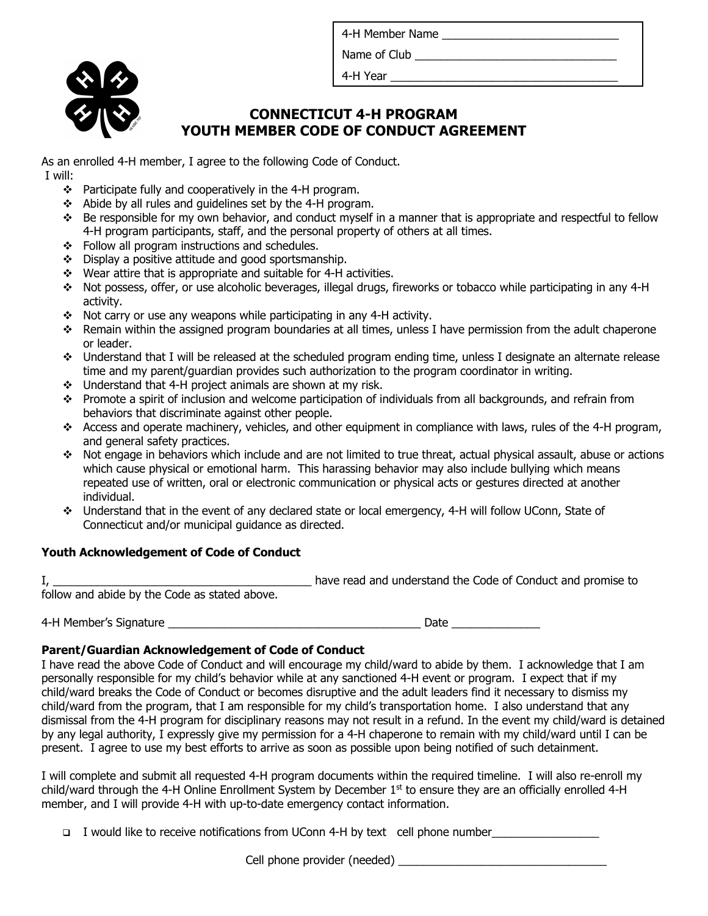4-H Member Name ____________________________

Name of Club ________________________________

4-H Year ___________________________________

# CONNECTICUT 4-H PROGRAM
# YOUTH MEMBER CODE OF CONDUCT AGREEMENT

As an enrolled 4-H member, I agree to the following Code of Conduct.

I will:

- Participate fully and cooperatively in the 4-H program.
- Abide by all rules and guidelines set by the 4-H program.
- Be responsible for my own behavior, and conduct myself in a manner that is appropriate and respectful to fellow 4-H program participants, staff, and the personal property of others at all times.
- Follow all program instructions and schedules.
- Display a positive attitude and good sportsmanship.
- Wear attire that is appropriate and suitable for 4-H activities.
- Not possess, offer, or use alcoholic beverages, illegal drugs, fireworks or tobacco while participating in any 4-H activity.
- Not carry or use any weapons while participating in any 4-H activity.
- Remain within the assigned program boundaries at all times, unless I have permission from the adult chaperone or leader.
- Understand that I will be released at the scheduled program ending time, unless I designate an alternate release time and my parent/guardian provides such authorization to the program coordinator in writing.
- Understand that 4-H project animals are shown at my risk.
- Promote a spirit of inclusion and welcome participation of individuals from all backgrounds, and refrain from behaviors that discriminate against other people.
- Access and operate machinery, vehicles, and other equipment in compliance with laws, rules of the 4-H program, and general safety practices.
- Not engage in behaviors which include and are not limited to true threat, actual physical assault, abuse or actions which cause physical or emotional harm. This harassing behavior may also include bullying which means repeated use of written, oral or electronic communication or physical acts or gestures directed at another individual.
- Understand that in the event of any declared state or local emergency, 4-H will follow UConn, State of Connecticut and/or municipal guidance as directed.

**Youth Acknowledgement of Code of Conduct**

I, ________________________________________ have read and understand the Code of Conduct and promise to follow and abide by the Code as stated above.

4-H Member's Signature ________________________________________ Date ______________

**Parent/Guardian Acknowledgement of Code of Conduct**

I have read the above Code of Conduct and will encourage my child/ward to abide by them. I acknowledge that I am personally responsible for my child's behavior while at any sanctioned 4-H event or program. I expect that if my child/ward breaks the Code of Conduct or becomes disruptive and the adult leaders find it necessary to dismiss my child/ward from the program, that I am responsible for my child's transportation home. I also understand that any dismissal from the 4-H program for disciplinary reasons may not result in a refund. In the event my child/ward is detained by any legal authority, I expressly give my permission for a 4-H chaperone to remain with my child/ward until I can be present. I agree to use my best efforts to arrive as soon as possible upon being notified of such detainment.

I will complete and submit all requested 4-H program documents within the required timeline. I will also re-enroll my child/ward through the 4-H Online Enrollment System by December 1st to ensure they are an officially enrolled 4-H member, and I will provide 4-H with up-to-date emergency contact information.

- ☐ I would like to receive notifications from UConn 4-H by text cell phone number_________________

Cell phone provider (needed) __________________________________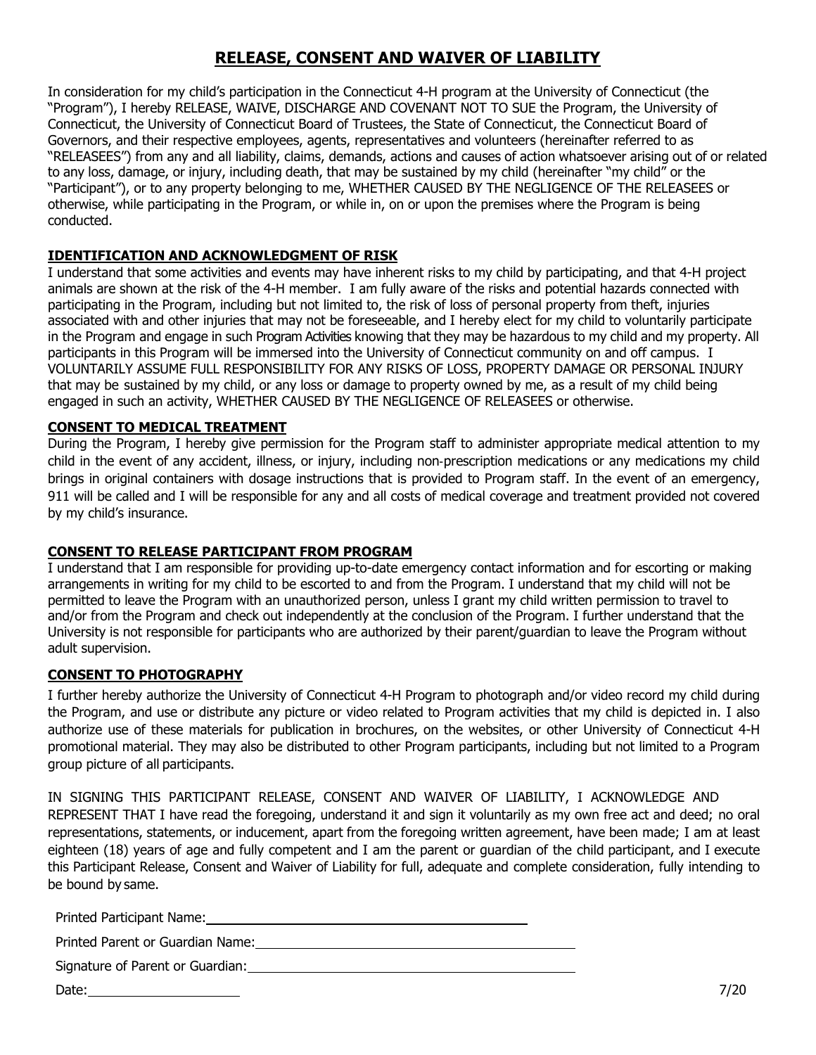# RELEASE, CONSENT AND WAIVER OF LIABILITY

In consideration for my child's participation in the Connecticut 4-H program at the University of Connecticut (the "Program"), I hereby RELEASE, WAIVE, DISCHARGE AND COVENANT NOT TO SUE the Program, the University of Connecticut, the University of Connecticut Board of Trustees, the State of Connecticut, the Connecticut Board of Governors, and their respective employees, agents, representatives and volunteers (hereinafter referred to as "RELEASEES") from any and all liability, claims, demands, actions and causes of action whatsoever arising out of or related to any loss, damage, or injury, including death, that may be sustained by my child (hereinafter "my child" or the "Participant"), or to any property belonging to me, WHETHER CAUSED BY THE NEGLIGENCE OF THE RELEASEES or otherwise, while participating in the Program, or while in, on or upon the premises where the Program is being conducted.

## IDENTIFICATION AND ACKNOWLEDGMENT OF RISK

I understand that some activities and events may have inherent risks to my child by participating, and that 4-H project animals are shown at the risk of the 4-H member. I am fully aware of the risks and potential hazards connected with participating in the Program, including but not limited to, the risk of loss of personal property from theft, injuries associated with and other injuries that may not be foreseeable, and I hereby elect for my child to voluntarily participate in the Program and engage in such Program Activities knowing that they may be hazardous to my child and my property. All participants in this Program will be immersed into the University of Connecticut community on and off campus. I VOLUNTARILY ASSUME FULL RESPONSIBILITY FOR ANY RISKS OF LOSS, PROPERTY DAMAGE OR PERSONAL INJURY that may be sustained by my child, or any loss or damage to property owned by me, as a result of my child being engaged in such an activity, WHETHER CAUSED BY THE NEGLIGENCE OF RELEASEES or otherwise.

## CONSENT TO MEDICAL TREATMENT

During the Program, I hereby give permission for the Program staff to administer appropriate medical attention to my child in the event of any accident, illness, or injury, including non-prescription medications or any medications my child brings in original containers with dosage instructions that is provided to Program staff. In the event of an emergency, 911 will be called and I will be responsible for any and all costs of medical coverage and treatment provided not covered by my child's insurance.

## CONSENT TO RELEASE PARTICIPANT FROM PROGRAM

I understand that I am responsible for providing up-to-date emergency contact information and for escorting or making arrangements in writing for my child to be escorted to and from the Program. I understand that my child will not be permitted to leave the Program with an unauthorized person, unless I grant my child written permission to travel to and/or from the Program and check out independently at the conclusion of the Program. I further understand that the University is not responsible for participants who are authorized by their parent/guardian to leave the Program without adult supervision.

## CONSENT TO PHOTOGRAPHY

I further hereby authorize the University of Connecticut 4-H Program to photograph and/or video record my child during the Program, and use or distribute any picture or video related to Program activities that my child is depicted in. I also authorize use of these materials for publication in brochures, on the websites, or other University of Connecticut 4-H promotional material. They may also be distributed to other Program participants, including but not limited to a Program group picture of all participants.

IN SIGNING THIS PARTICIPANT RELEASE, CONSENT AND WAIVER OF LIABILITY, I ACKNOWLEDGE AND REPRESENT THAT I have read the foregoing, understand it and sign it voluntarily as my own free act and deed; no oral representations, statements, or inducement, apart from the foregoing written agreement, have been made; I am at least eighteen (18) years of age and fully competent and I am the parent or guardian of the child participant, and I execute this Participant Release, Consent and Waiver of Liability for full, adequate and complete consideration, fully intending to be bound by same.

Printed Participant Name: ____________________________________

Printed Parent or Guardian Name: ____________________________________

Signature of Parent or Guardian: ____________________________________

Date: ________________

7/20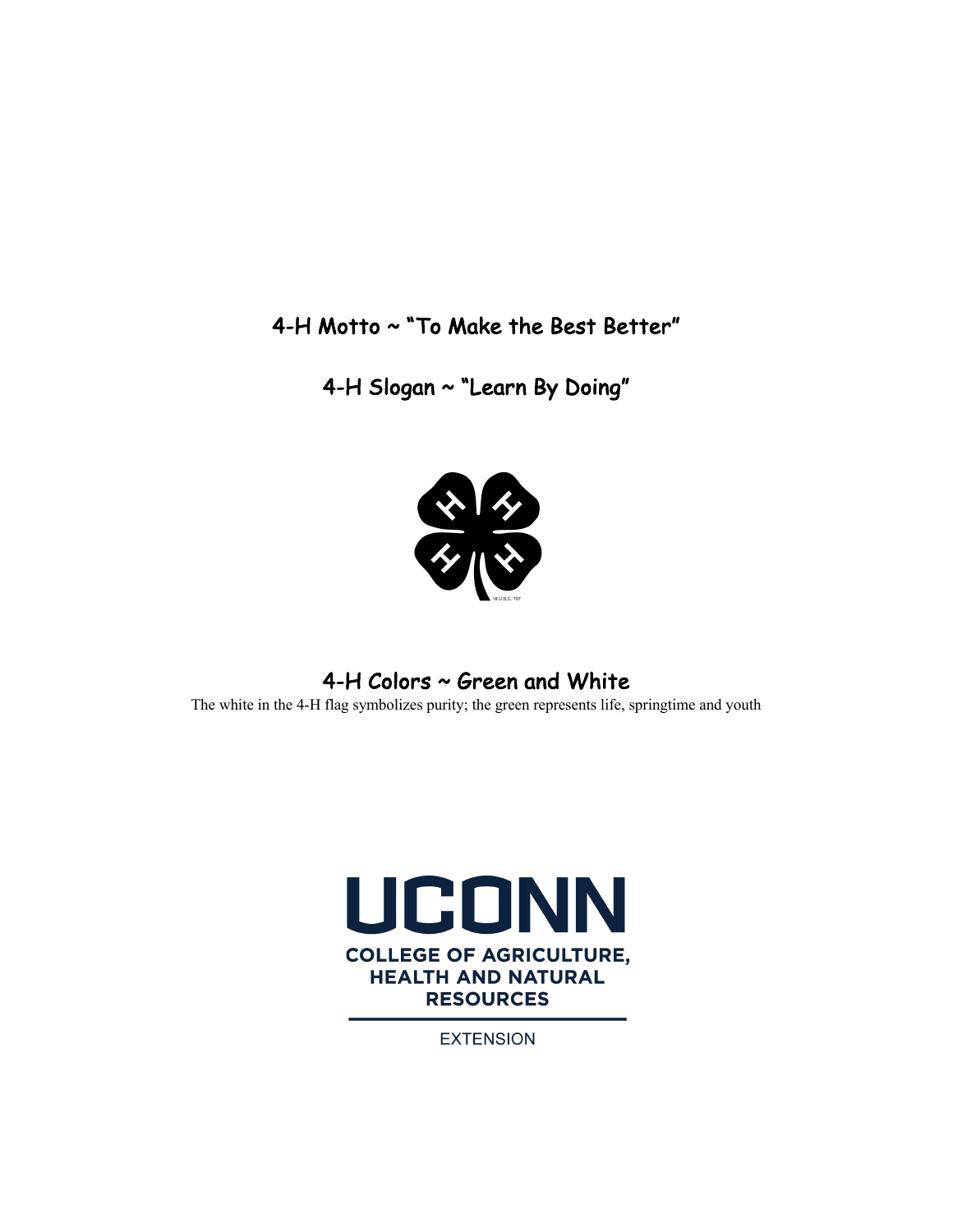## 4-H Motto ~ "To Make the Best Better"

## 4-H Slogan ~ "Learn By Doing"

18 U.S.C. 707

## 4-H Colors ~ Green and White

The white in the 4-H flag symbolizes purity; the green represents life, springtime and youth

UCONN

COLLEGE OF AGRICULTURE, HEALTH AND NATURAL RESOURCES

EXTENSION